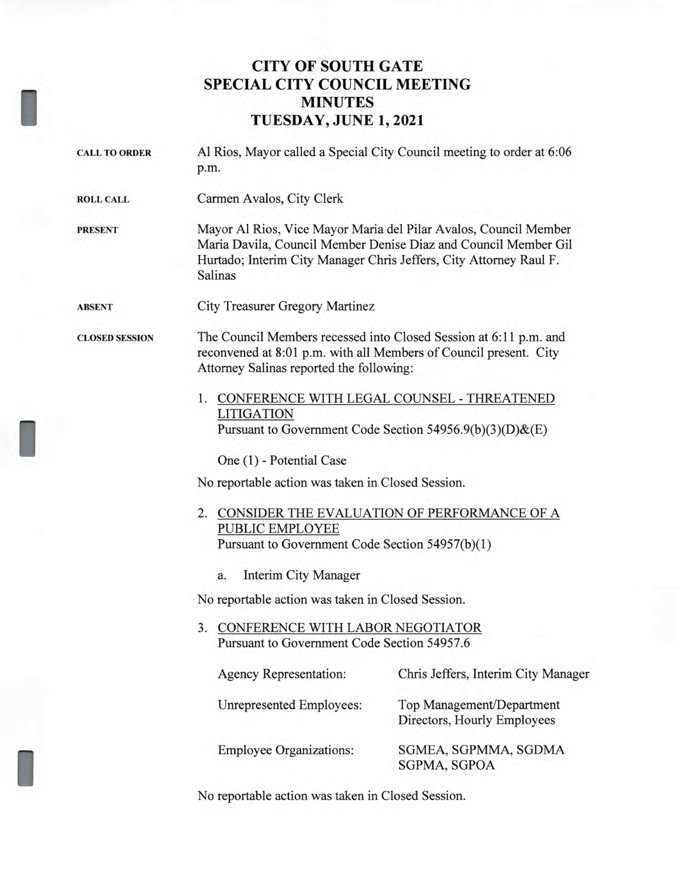# CITY OF SOUTH GATE
# SPECIAL CITY COUNCIL MEETING
# MINUTES
# TUESDAY, JUNE 1, 2021

**CALL TO ORDER** Al Rios, Mayor called a Special City Council meeting to order at 6:06 p.m.

**ROLL CALL** Carmen Avalos, City Clerk

**PRESENT** Mayor Al Rios, Vice Mayor Maria del Pilar Avalos, Council Member Maria Davila, Council Member Denise Diaz and Council Member Gil Hurtado; Interim City Manager Chris Jeffers, City Attorney Raul F. Salinas

**ABSENT** City Treasurer Gregory Martinez

**CLOSED SESSION** The Council Members recessed into Closed Session at 6:11 p.m. and reconvened at 8:01 p.m. with all Members of Council present. City Attorney Salinas reported the following:

1. CONFERENCE WITH LEGAL COUNSEL - THREATENED LITIGATION
   Pursuant to Government Code Section 54956.9(b)(3)(D)&(E)

   One (1) - Potential Case

No reportable action was taken in Closed Session.

2. CONSIDER THE EVALUATION OF PERFORMANCE OF A PUBLIC EMPLOYEE
   Pursuant to Government Code Section 54957(b)(1)

   a. Interim City Manager

No reportable action was taken in Closed Session.

3. CONFERENCE WITH LABOR NEGOTIATOR
   Pursuant to Government Code Section 54957.6

| | |
|---|---|
| Agency Representation: | Chris Jeffers, Interim City Manager |
| Unrepresented Employees: | Top Management/Department Directors, Hourly Employees |
| Employee Organizations: | SGMEA, SGPMMA, SGDMA SGPMA, SGPOA |

No reportable action was taken in Closed Session.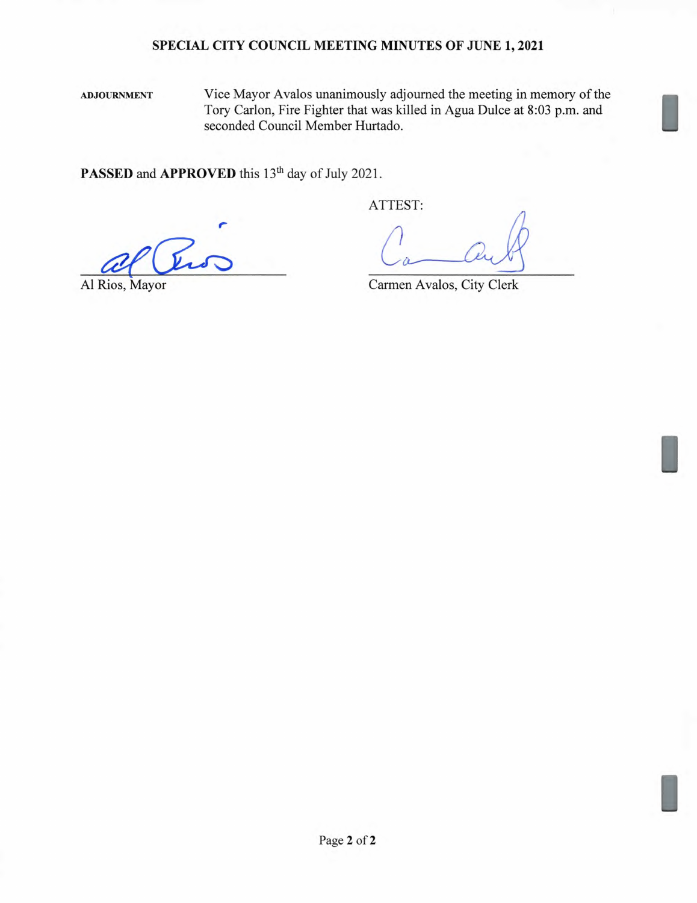## SPECIAL CITY COUNCIL MEETING MINUTES OF JUNE 1, 2021

**ADJOURNMENT** Vice Mayor Avalos unanimously adjourned the meeting in memory of the Tory Carlon, Fire Fighter that was killed in Agua Dulce at 8:03 p.m. and seconded Council Member Hurtado.

**PASSED** and **APPROVED** this 13th day of July 2021.

ATTEST:

Al Rios, Mayor

Carmen Avalos, City Clerk